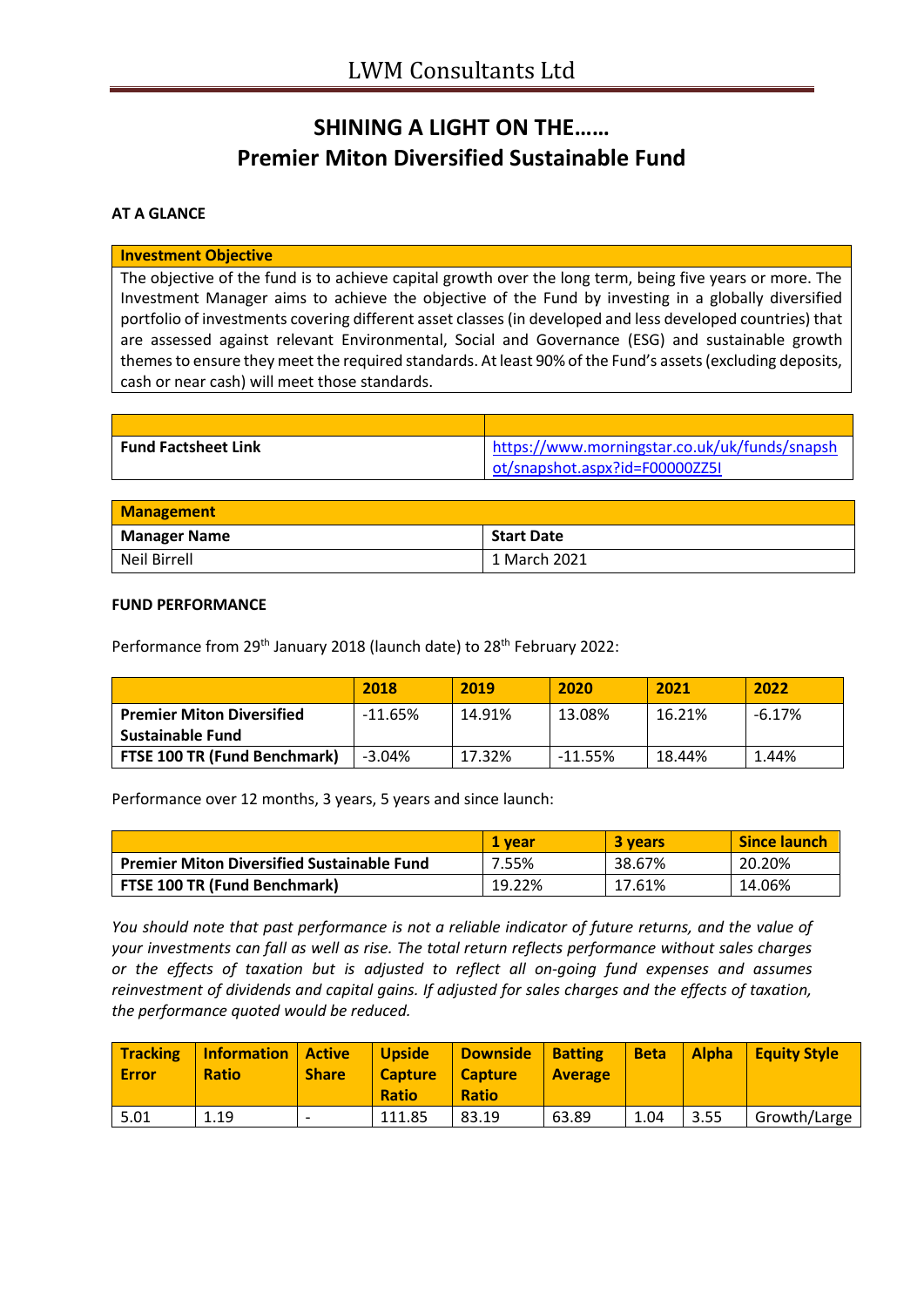# SHINING A LIGHT ON THE……
# Premier Miton Diversified Sustainable Fund

**AT A GLANCE**

| Investment Objective |
|---|
| The objective of the fund is to achieve capital growth over the long term, being five years or more. The Investment Manager aims to achieve the objective of the Fund by investing in a globally diversified portfolio of investments covering different asset classes (in developed and less developed countries) that are assessed against relevant Environmental, Social and Governance (ESG) and sustainable growth themes to ensure they meet the required standards. At least 90% of the Fund's assets (excluding deposits, cash or near cash) will meet those standards. |

| | |
|---|---|
| **Fund Factsheet Link** | https://www.morningstar.co.uk/uk/funds/snapshot/snapshot.aspx?id=F00000ZZ5I |

| Management | |
|---|---|
| **Manager Name** | **Start Date** |
| Neil Birrell | 1 March 2021 |

**FUND PERFORMANCE**

Performance from 29th January 2018 (launch date) to 28th February 2022:

| | 2018 | 2019 | 2020 | 2021 | 2022 |
|---|---|---|---|---|---|
| **Premier Miton Diversified Sustainable Fund** | -11.65% | 14.91% | 13.08% | 16.21% | -6.17% |
| **FTSE 100 TR (Fund Benchmark)** | -3.04% | 17.32% | -11.55% | 18.44% | 1.44% |

Performance over 12 months, 3 years, 5 years and since launch:

| | 1 year | 3 years | Since launch |
|---|---|---|---|
| **Premier Miton Diversified Sustainable Fund** | 7.55% | 38.67% | 20.20% |
| **FTSE 100 TR (Fund Benchmark)** | 19.22% | 17.61% | 14.06% |

*You should note that past performance is not a reliable indicator of future returns, and the value of your investments can fall as well as rise. The total return reflects performance without sales charges or the effects of taxation but is adjusted to reflect all on-going fund expenses and assumes reinvestment of dividends and capital gains. If adjusted for sales charges and the effects of taxation, the performance quoted would be reduced.*

| Tracking Error | Information Ratio | Active Share | Upside Capture Ratio | Downside Capture Ratio | Batting Average | Beta | Alpha | Equity Style |
|---|---|---|---|---|---|---|---|---|
| 5.01 | 1.19 | - | 111.85 | 83.19 | 63.89 | 1.04 | 3.55 | Growth/Large |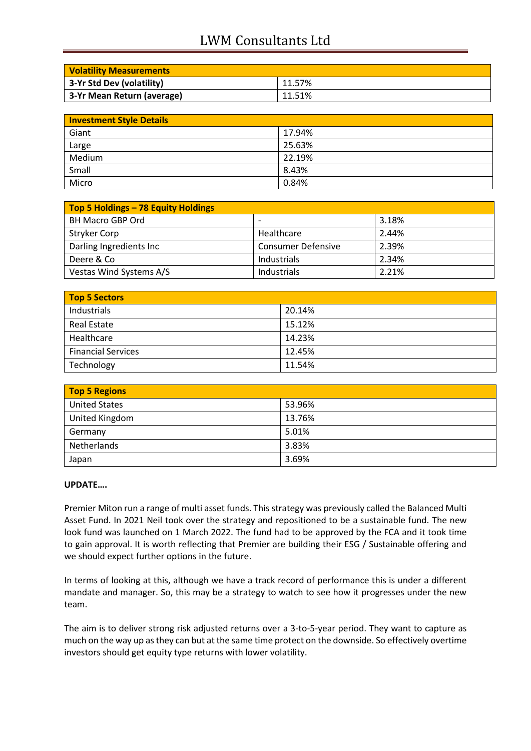| Volatility Measurements | |
|---|---|
| 3-Yr Std Dev (volatility) | 11.57% |
| 3-Yr Mean Return (average) | 11.51% |

| Investment Style Details | |
|---|---|
| Giant | 17.94% |
| Large | 25.63% |
| Medium | 22.19% |
| Small | 8.43% |
| Micro | 0.84% |

| Top 5 Holdings – 78 Equity Holdings | | |
|---|---|---|
| BH Macro GBP Ord | - | 3.18% |
| Stryker Corp | Healthcare | 2.44% |
| Darling Ingredients Inc | Consumer Defensive | 2.39% |
| Deere & Co | Industrials | 2.34% |
| Vestas Wind Systems A/S | Industrials | 2.21% |

| Top 5 Sectors | |
|---|---|
| Industrials | 20.14% |
| Real Estate | 15.12% |
| Healthcare | 14.23% |
| Financial Services | 12.45% |
| Technology | 11.54% |

| Top 5 Regions | |
|---|---|
| United States | 53.96% |
| United Kingdom | 13.76% |
| Germany | 5.01% |
| Netherlands | 3.83% |
| Japan | 3.69% |

**UPDATE….**

Premier Miton run a range of multi asset funds. This strategy was previously called the Balanced Multi Asset Fund. In 2021 Neil took over the strategy and repositioned to be a sustainable fund. The new look fund was launched on 1 March 2022. The fund had to be approved by the FCA and it took time to gain approval. It is worth reflecting that Premier are building their ESG / Sustainable offering and we should expect further options in the future.

In terms of looking at this, although we have a track record of performance this is under a different mandate and manager. So, this may be a strategy to watch to see how it progresses under the new team.

The aim is to deliver strong risk adjusted returns over a 3-to-5-year period. They want to capture as much on the way up as they can but at the same time protect on the downside. So effectively overtime investors should get equity type returns with lower volatility.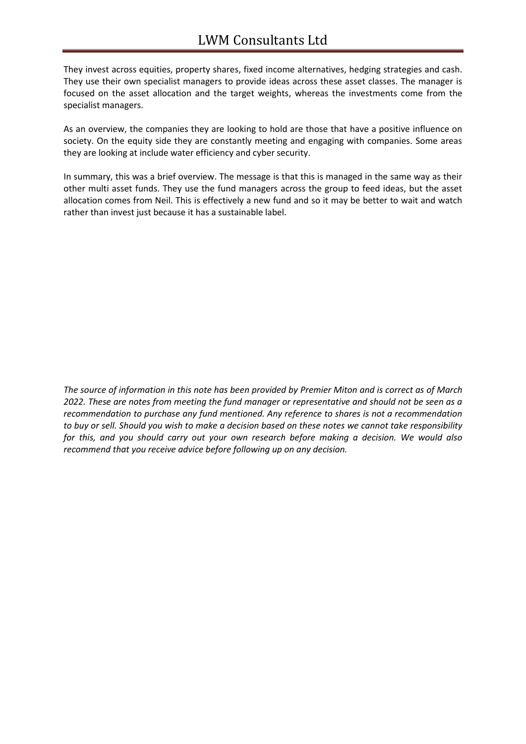They invest across equities, property shares, fixed income alternatives, hedging strategies and cash. They use their own specialist managers to provide ideas across these asset classes. The manager is focused on the asset allocation and the target weights, whereas the investments come from the specialist managers.

As an overview, the companies they are looking to hold are those that have a positive influence on society. On the equity side they are constantly meeting and engaging with companies. Some areas they are looking at include water efficiency and cyber security.

In summary, this was a brief overview. The message is that this is managed in the same way as their other multi asset funds. They use the fund managers across the group to feed ideas, but the asset allocation comes from Neil. This is effectively a new fund and so it may be better to wait and watch rather than invest just because it has a sustainable label.

*The source of information in this note has been provided by Premier Miton and is correct as of March 2022. These are notes from meeting the fund manager or representative and should not be seen as a recommendation to purchase any fund mentioned. Any reference to shares is not a recommendation to buy or sell. Should you wish to make a decision based on these notes we cannot take responsibility for this, and you should carry out your own research before making a decision. We would also recommend that you receive advice before following up on any decision.*